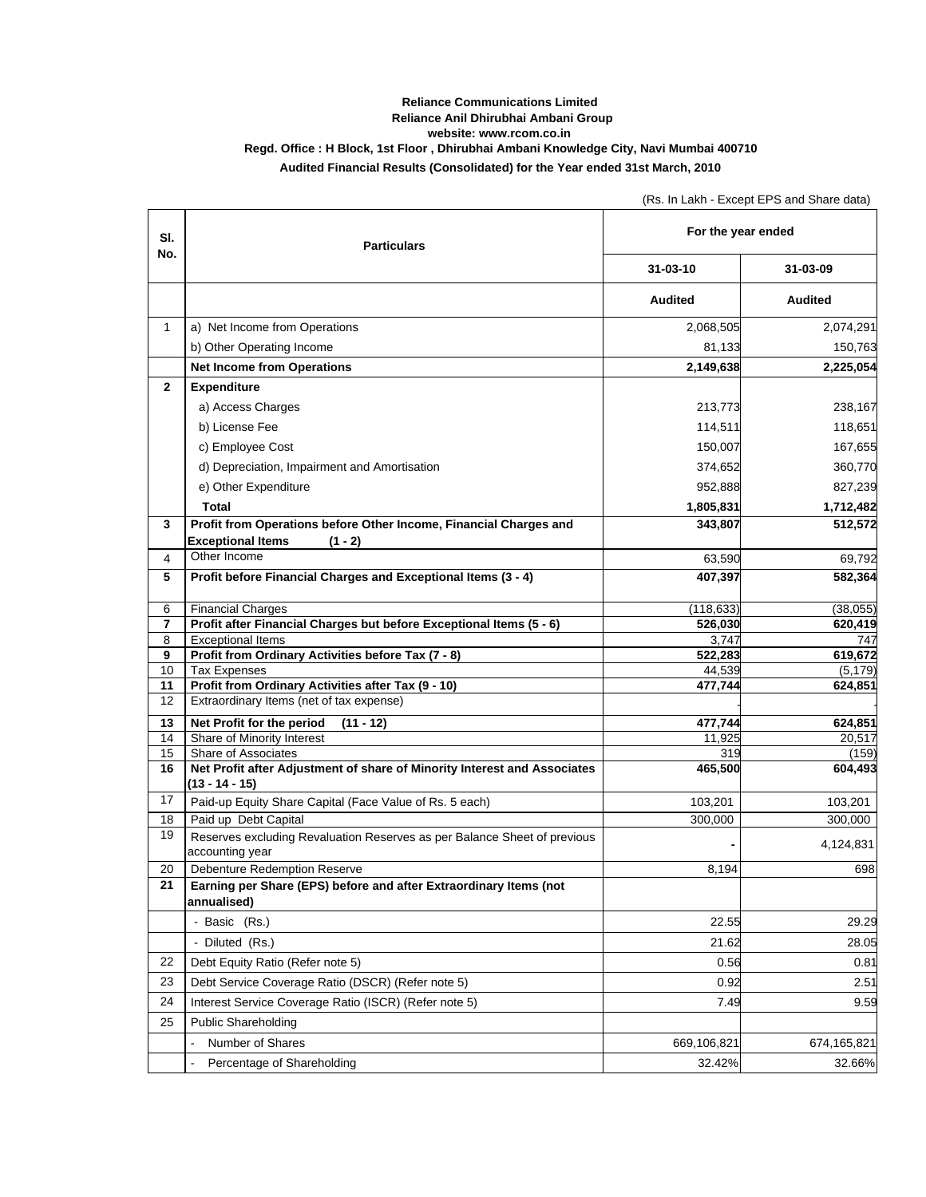**Reliance Communications Limited**
**Reliance Anil Dhirubhai Ambani Group**
**website: www.rcom.co.in**
**Regd. Office : H Block, 1st Floor , Dhirubhai Ambani Knowledge City, Navi Mumbai 400710**
**Audited Financial Results (Consolidated) for the Year ended 31st March, 2010**

(Rs. In Lakh - Except EPS and Share data)

| Sl. No. | Particulars | For the year ended | |
|---|---|---|---|
| | | 31-03-10 | 31-03-09 |
| | | Audited | Audited |
| 1 | a) Net Income from Operations | 2,068,505 | 2,074,291 |
| | b) Other Operating Income | 81,133 | 150,763 |
| | **Net Income from Operations** | **2,149,638** | **2,225,054** |
| **2** | **Expenditure** | | |
| | a) Access Charges | 213,773 | 238,167 |
| | b) License Fee | 114,511 | 118,651 |
| | c) Employee Cost | 150,007 | 167,655 |
| | d) Depreciation, Impairment and Amortisation | 374,652 | 360,770 |
| | e) Other Expenditure | 952,888 | 827,239 |
| | **Total** | **1,805,831** | **1,712,482** |
| **3** | **Profit from Operations before Other Income, Financial Charges and Exceptional Items (1 - 2)** | **343,807** | **512,572** |
| 4 | Other Income | 63,590 | 69,792 |
| **5** | **Profit before Financial Charges and Exceptional Items (3 - 4)** | **407,397** | **582,364** |
| 6 | Financial Charges | (118,633) | (38,055) |
| **7** | **Profit after Financial Charges but before Exceptional Items (5 - 6)** | **526,030** | **620,419** |
| 8 | Exceptional Items | 3,747 | 747 |
| **9** | **Profit from Ordinary Activities before Tax (7 - 8)** | **522,283** | **619,672** |
| 10 | Tax Expenses | 44,539 | (5,179) |
| **11** | **Profit from Ordinary Activities after Tax (9 - 10)** | **477,744** | **624,851** |
| 12 | Extraordinary Items (net of tax expense) | - | - |
| **13** | **Net Profit for the period (11 - 12)** | **477,744** | **624,851** |
| 14 | Share of Minority Interest | 11,925 | 20,517 |
| 15 | Share of Associates | 319 | (159) |
| **16** | **Net Profit after Adjustment of share of Minority Interest and Associates (13 - 14 - 15)** | **465,500** | **604,493** |
| 17 | Paid-up Equity Share Capital (Face Value of Rs. 5 each) | 103,201 | 103,201 |
| 18 | Paid up Debt Capital | 300,000 | 300,000 |
| 19 | Reserves excluding Revaluation Reserves as per Balance Sheet of previous accounting year | - | 4,124,831 |
| 20 | Debenture Redemption Reserve | 8,194 | 698 |
| **21** | **Earning per Share (EPS) before and after Extraordinary Items (not annualised)** | | |
| | - Basic (Rs.) | 22.55 | 29.29 |
| | - Diluted (Rs.) | 21.62 | 28.05 |
| 22 | Debt Equity Ratio (Refer note 5) | 0.56 | 0.81 |
| 23 | Debt Service Coverage Ratio (DSCR) (Refer note 5) | 0.92 | 2.51 |
| 24 | Interest Service Coverage Ratio (ISCR) (Refer note 5) | 7.49 | 9.59 |
| 25 | Public Shareholding | | |
| | - Number of Shares | 669,106,821 | 674,165,821 |
| | - Percentage of Shareholding | 32.42% | 32.66% |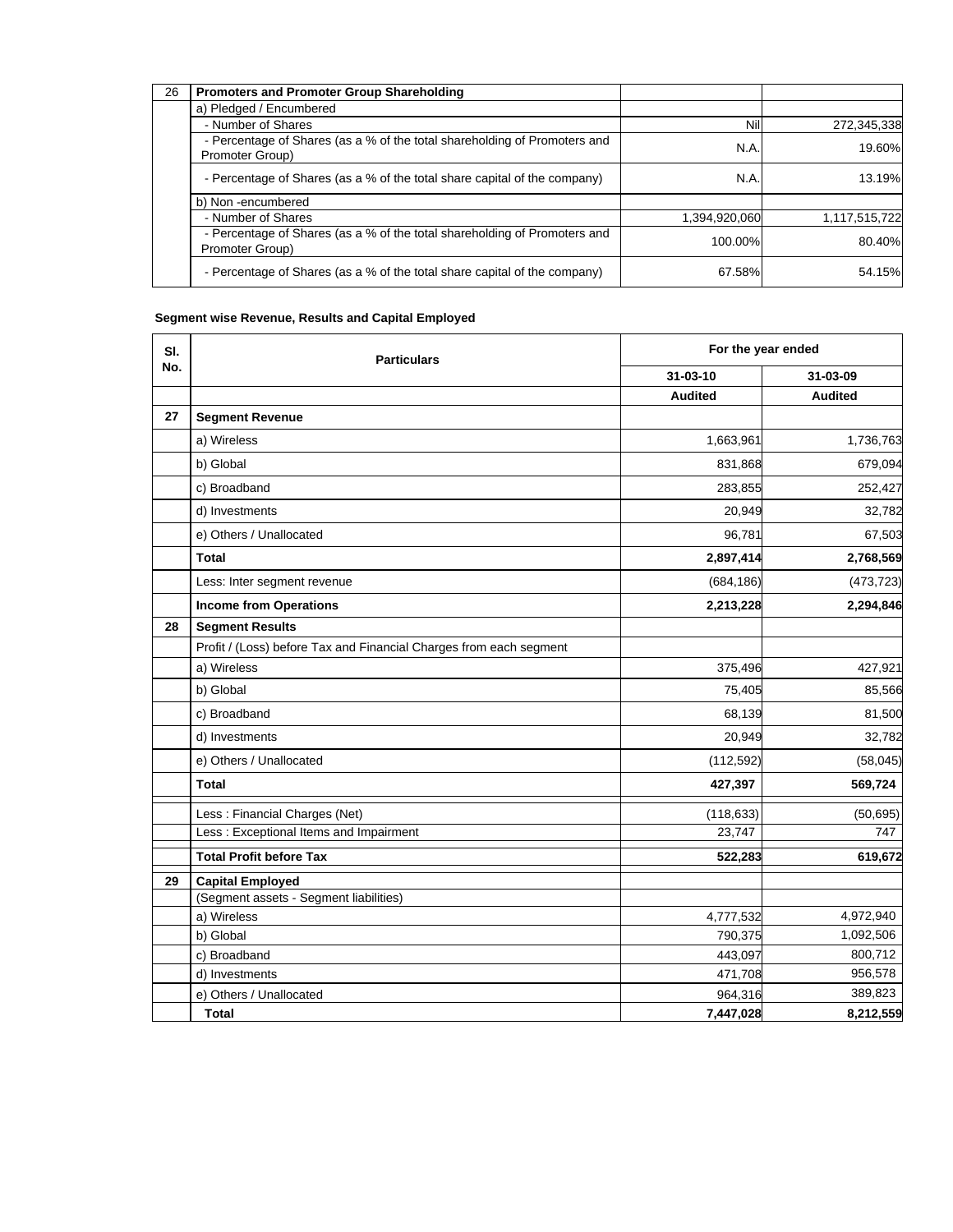| 26 | Promoters and Promoter Group Shareholding | | |
|---|---|---|---|
| | a) Pledged / Encumbered | | |
| | - Number of Shares | Nil | 272,345,338 |
| | - Percentage of Shares (as a % of the total shareholding of Promoters and Promoter Group) | N.A. | 19.60% |
| | - Percentage of Shares (as a % of the total share capital of the company) | N.A. | 13.19% |
| | b) Non -encumbered | | |
| | - Number of Shares | 1,394,920,060 | 1,117,515,722 |
| | - Percentage of Shares (as a % of the total shareholding of Promoters and Promoter Group) | 100.00% | 80.40% |
| | - Percentage of Shares (as a % of the total share capital of the company) | 67.58% | 54.15% |

**Segment wise Revenue, Results and Capital Employed**

| Sl. No. | Particulars | For the year ended | |
|---|---|---|---|
| | | 31-03-10 | 31-03-09 |
| | | **Audited** | **Audited** |
| **27** | **Segment Revenue** | | |
| | a) Wireless | 1,663,961 | 1,736,763 |
| | b) Global | 831,868 | 679,094 |
| | c) Broadband | 283,855 | 252,427 |
| | d) Investments | 20,949 | 32,782 |
| | e) Others / Unallocated | 96,781 | 67,503 |
| | **Total** | **2,897,414** | **2,768,569** |
| | Less: Inter segment revenue | (684,186) | (473,723) |
| | **Income from Operations** | **2,213,228** | **2,294,846** |
| **28** | **Segment Results** | | |
| | Profit / (Loss) before Tax and Financial Charges from each segment | | |
| | a) Wireless | 375,496 | 427,921 |
| | b) Global | 75,405 | 85,566 |
| | c) Broadband | 68,139 | 81,500 |
| | d) Investments | 20,949 | 32,782 |
| | e) Others / Unallocated | (112,592) | (58,045) |
| | **Total** | **427,397** | **569,724** |
| | Less : Financial Charges (Net) | (118,633) | (50,695) |
| | Less : Exceptional Items and Impairment | 23,747 | 747 |
| | **Total Profit before Tax** | **522,283** | **619,672** |
| **29** | **Capital Employed** | | |
| | (Segment assets - Segment liabilities) | | |
| | a) Wireless | 4,777,532 | 4,972,940 |
| | b) Global | 790,375 | 1,092,506 |
| | c) Broadband | 443,097 | 800,712 |
| | d) Investments | 471,708 | 956,578 |
| | e) Others / Unallocated | 964,316 | 389,823 |
| | **Total** | **7,447,028** | **8,212,559** |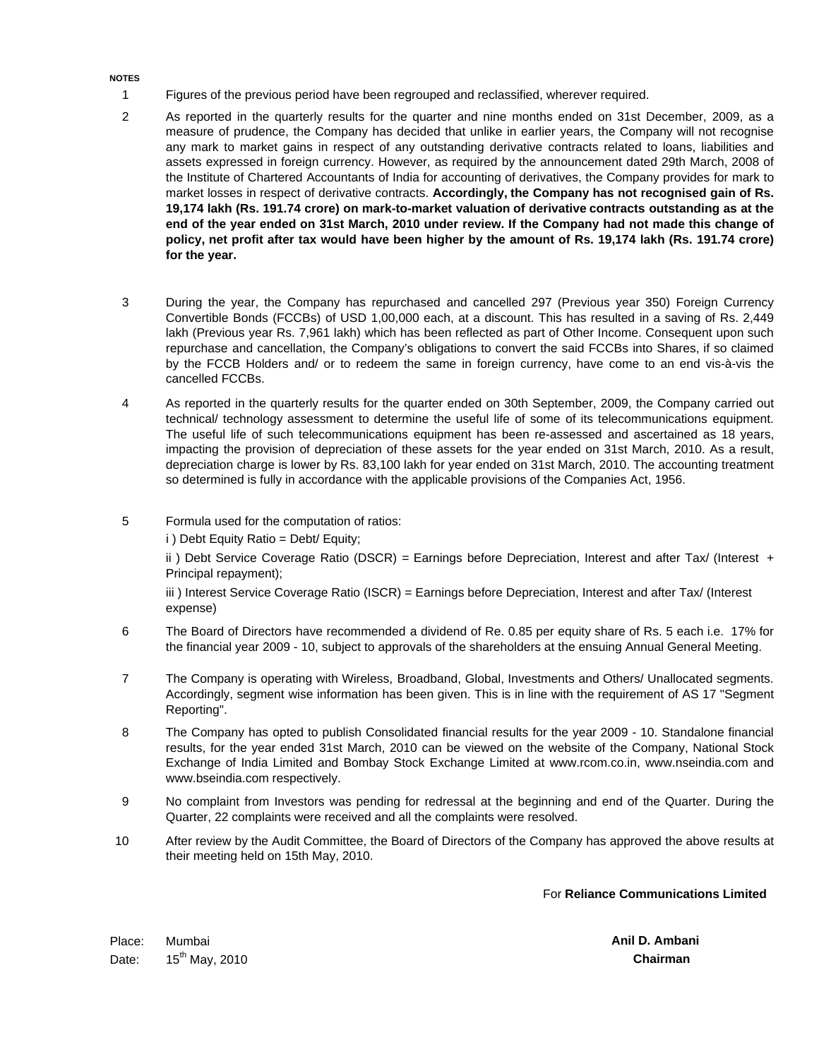**NOTES**

1. Figures of the previous period have been regrouped and reclassified, wherever required.

2. As reported in the quarterly results for the quarter and nine months ended on 31st December, 2009, as a measure of prudence, the Company has decided that unlike in earlier years, the Company will not recognise any mark to market gains in respect of any outstanding derivative contracts related to loans, liabilities and assets expressed in foreign currency. However, as required by the announcement dated 29th March, 2008 of the Institute of Chartered Accountants of India for accounting of derivatives, the Company provides for mark to market losses in respect of derivative contracts. **Accordingly, the Company has not recognised gain of Rs. 19,174 lakh (Rs. 191.74 crore) on mark-to-market valuation of derivative contracts outstanding as at the end of the year ended on 31st March, 2010 under review. If the Company had not made this change of policy, net profit after tax would have been higher by the amount of Rs. 19,174 lakh (Rs. 191.74 crore) for the year.**

3. During the year, the Company has repurchased and cancelled 297 (Previous year 350) Foreign Currency Convertible Bonds (FCCBs) of USD 1,00,000 each, at a discount. This has resulted in a saving of Rs. 2,449 lakh (Previous year Rs. 7,961 lakh) which has been reflected as part of Other Income. Consequent upon such repurchase and cancellation, the Company's obligations to convert the said FCCBs into Shares, if so claimed by the FCCB Holders and/ or to redeem the same in foreign currency, have come to an end vis-à-vis the cancelled FCCBs.

4. As reported in the quarterly results for the quarter ended on 30th September, 2009, the Company carried out technical/ technology assessment to determine the useful life of some of its telecommunications equipment. The useful life of such telecommunications equipment has been re-assessed and ascertained as 18 years, impacting the provision of depreciation of these assets for the year ended on 31st March, 2010. As a result, depreciation charge is lower by Rs. 83,100 lakh for year ended on 31st March, 2010. The accounting treatment so determined is fully in accordance with the applicable provisions of the Companies Act, 1956.

5. Formula used for the computation of ratios:

   i ) Debt Equity Ratio = Debt/ Equity;

   ii ) Debt Service Coverage Ratio (DSCR) = Earnings before Depreciation, Interest and after Tax/ (Interest + Principal repayment);

   iii ) Interest Service Coverage Ratio (ISCR) = Earnings before Depreciation, Interest and after Tax/ (Interest expense)

6. The Board of Directors have recommended a dividend of Re. 0.85 per equity share of Rs. 5 each i.e. 17% for the financial year 2009 - 10, subject to approvals of the shareholders at the ensuing Annual General Meeting.

7. The Company is operating with Wireless, Broadband, Global, Investments and Others/ Unallocated segments. Accordingly, segment wise information has been given. This is in line with the requirement of AS 17 "Segment Reporting".

8. The Company has opted to publish Consolidated financial results for the year 2009 - 10. Standalone financial results, for the year ended 31st March, 2010 can be viewed on the website of the Company, National Stock Exchange of India Limited and Bombay Stock Exchange Limited at www.rcom.co.in, www.nseindia.com and www.bseindia.com respectively.

9. No complaint from Investors was pending for redressal at the beginning and end of the Quarter. During the Quarter, 22 complaints were received and all the complaints were resolved.

10. After review by the Audit Committee, the Board of Directors of the Company has approved the above results at their meeting held on 15th May, 2010.

For **Reliance Communications Limited**

Place: Mumbai
Date: 15th May, 2010

**Anil D. Ambani**
**Chairman**